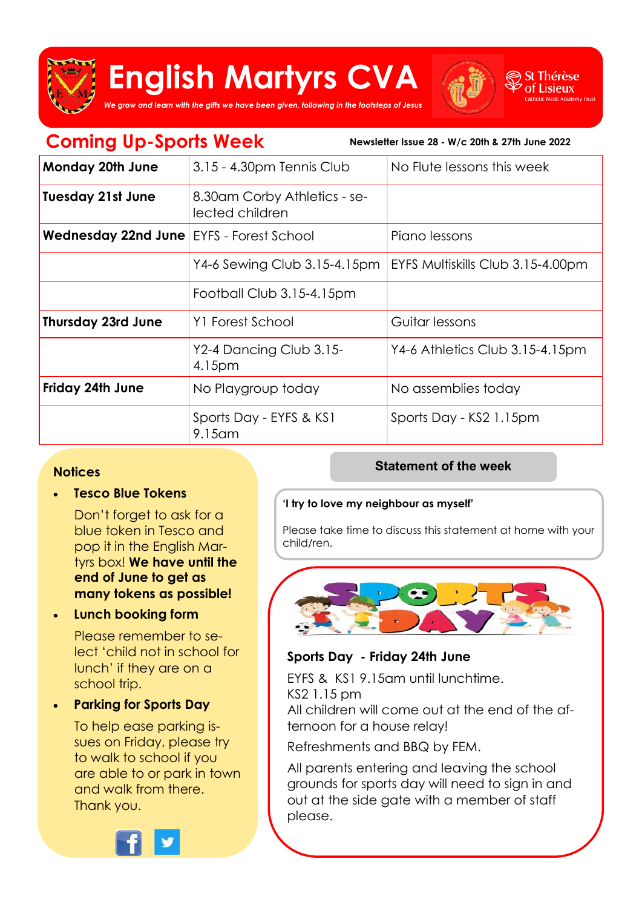# English Martyrs CVA

*We grow and learn with the gifts we have been given, following in the footsteps of Jesus*

St Thérèse of Lisieux Catholic Multi Academy Trust

## Coming Up-Sports Week

**Newsletter Issue 28 - W/c 20th & 27th June 2022**

| | | |
|---|---|---|
| **Monday 20th June** | 3.15 - 4.30pm Tennis Club | No Flute lessons this week |
| **Tuesday 21st June** | 8.30am Corby Athletics - selected children | |
| **Wednesday 22nd June** | EYFS - Forest School | Piano lessons |
| | Y4-6 Sewing Club 3.15-4.15pm | EYFS Multiskills Club 3.15-4.00pm |
| | Football Club 3.15-4.15pm | |
| **Thursday 23rd June** | Y1 Forest School | Guitar lessons |
| | Y2-4 Dancing Club 3.15-4.15pm | Y4-6 Athletics Club 3.15-4.15pm |
| **Friday 24th June** | No Playgroup today | No assemblies today |
| | Sports Day - EYFS & KS1 9.15am | Sports Day - KS2 1.15pm |

### Notices

- **Tesco Blue Tokens**

  Don't forget to ask for a blue token in Tesco and pop it in the English Martyrs box! **We have until the end of June to get as many tokens as possible!**

- **Lunch booking form**

  Please remember to select 'child not in school for lunch' if they are on a school trip.

- **Parking for Sports Day**

  To help ease parking issues on Friday, please try to walk to school if you are able to or park in town and walk from there. Thank you.

### Statement of the week

**'I try to love my neighbour as myself'**

Please take time to discuss this statement at home with your child/ren.

### Sports Day - Friday 24th June

EYFS & KS1 9.15am until lunchtime.
KS2 1.15 pm
All children will come out at the end of the afternoon for a house relay!

Refreshments and BBQ by FEM.

All parents entering and leaving the school grounds for sports day will need to sign in and out at the side gate with a member of staff please.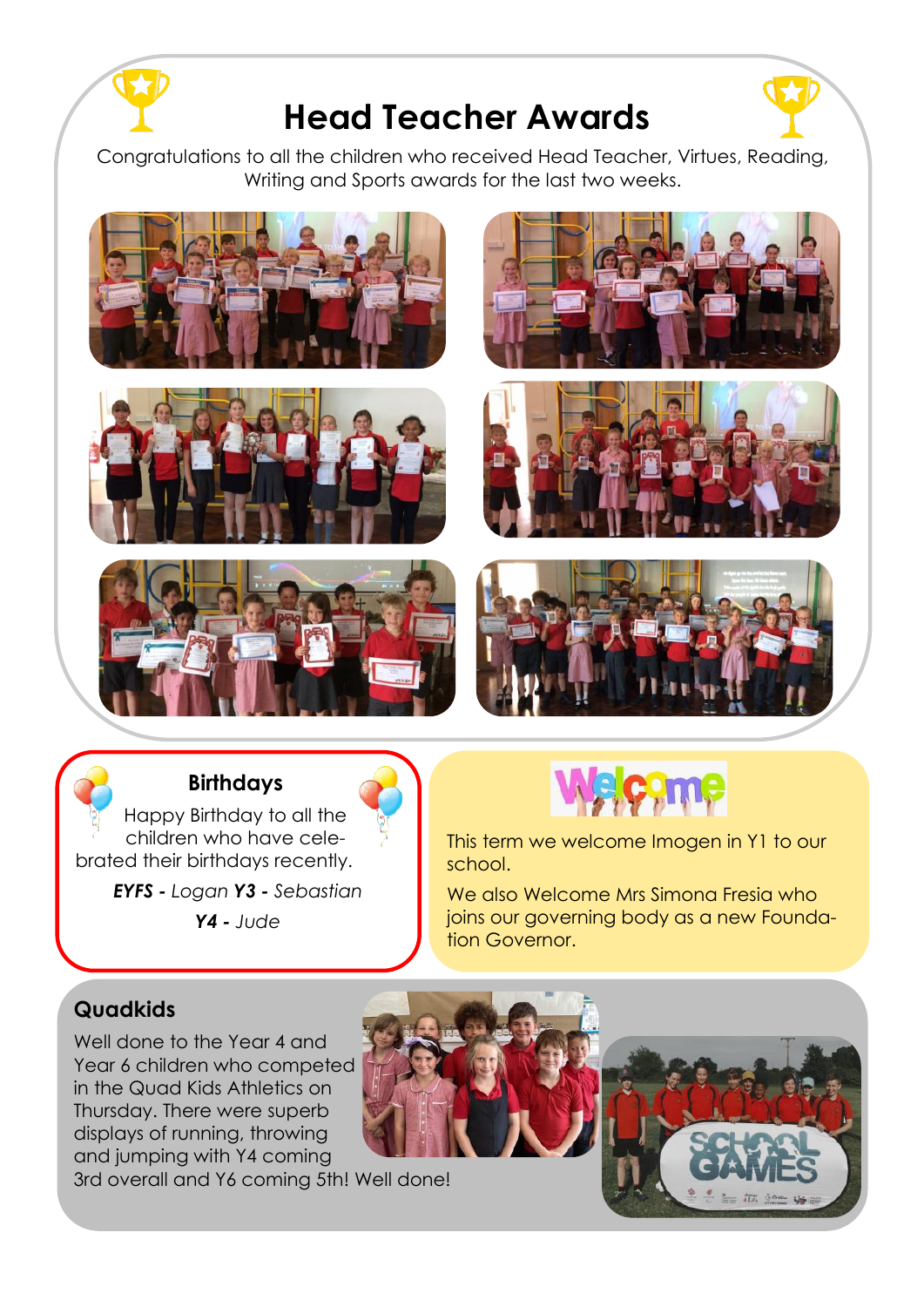# Head Teacher Awards

Congratulations to all the children who received Head Teacher, Virtues, Reading, Writing and Sports awards for the last two weeks.

## Birthdays

Happy Birthday to all the children who have celebrated their birthdays recently.

***EYFS -*** *Logan* ***Y3 -*** *Sebastian*

***Y4 -*** *Jude*

## Welcome

This term we welcome Imogen in Y1 to our school.

We also Welcome Mrs Simona Fresia who joins our governing body as a new Foundation Governor.

## Quadkids

Well done to the Year 4 and Year 6 children who competed in the Quad Kids Athletics on Thursday. There were superb displays of running, throwing and jumping with Y4 coming 3rd overall and Y6 coming 5th! Well done!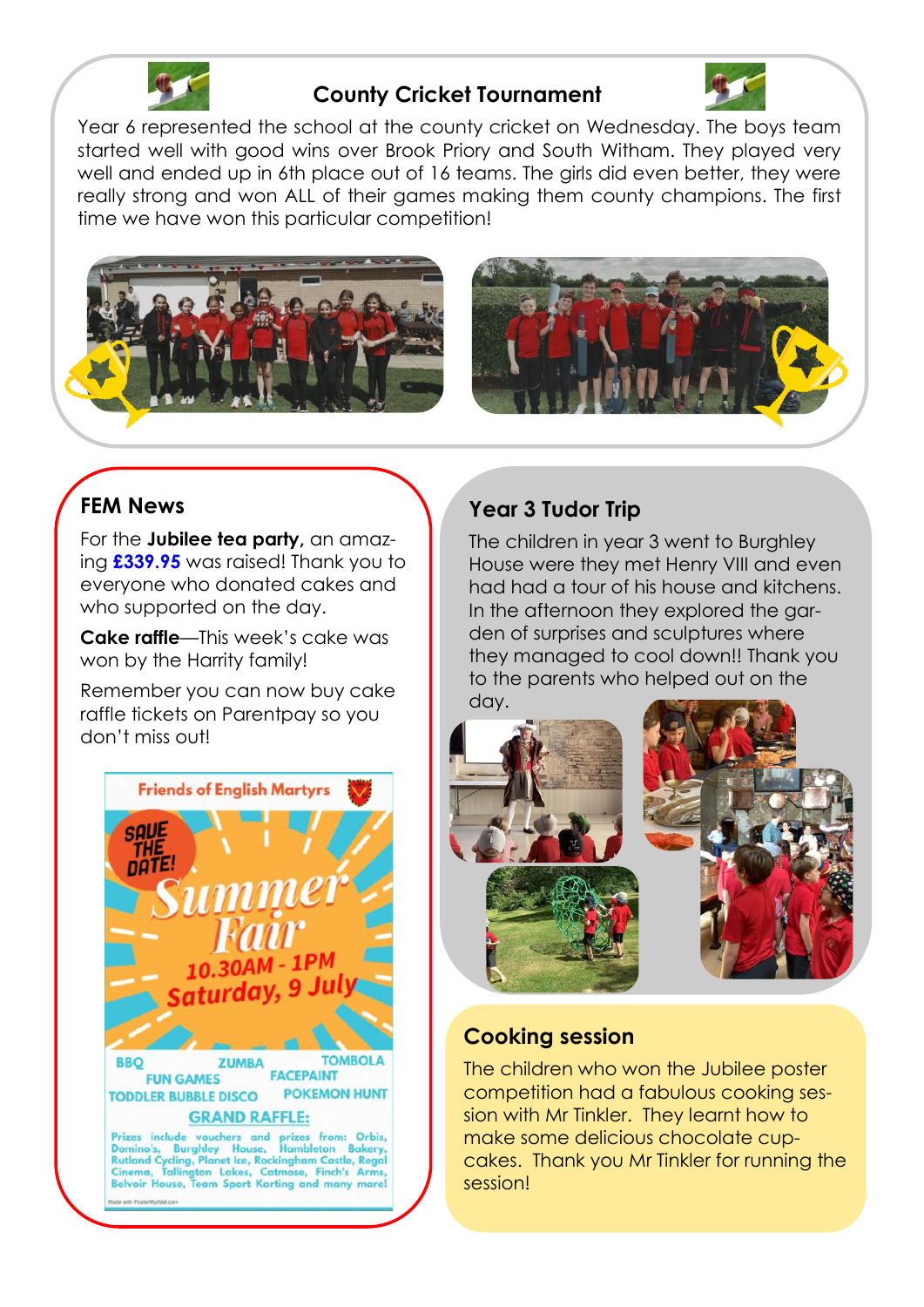## County Cricket Tournament

Year 6 represented the school at the county cricket on Wednesday. The boys team started well with good wins over Brook Priory and South Witham. They played very well and ended up in 6th place out of 16 teams. The girls did even better, they were really strong and won ALL of their games making them county champions. The first time we have won this particular competition!

## FEM News

For the **Jubilee tea party,** an amazing **£339.95** was raised! Thank you to everyone who donated cakes and who supported on the day.

**Cake raffle**—This week's cake was won by the Harrity family!

Remember you can now buy cake raffle tickets on Parentpay so you don't miss out!

**Friends of English Martyrs**

SAVE THE DATE!

**Summer Fair**

10.30AM - 1PM
Saturday, 9 July

BBQ
ZUMBA
TOMBOLA
FUN GAMES
FACEPAINT
TODDLER BUBBLE DISCO
POKEMON HUNT

**GRAND RAFFLE:**

Prizes include vouchers and prizes from: Orbis, Domino's, Burghley House, Hambleton Bakery, Rutland Cycling, Planet Ice, Rockingham Castle, Regal Cinema, Tallington Lakes, Catmose, Finch's Arms, Belvoir House, Team Sport Karting and many more!

Made with PosterMyWall.com

## Year 3 Tudor Trip

The children in year 3 went to Burghley House were they met Henry VIII and even had had a tour of his house and kitchens. In the afternoon they explored the garden of surprises and sculptures where they managed to cool down!! Thank you to the parents who helped out on the day.

## Cooking session

The children who won the Jubilee poster competition had a fabulous cooking session with Mr Tinkler. They learnt how to make some delicious chocolate cupcakes. Thank you Mr Tinkler for running the session!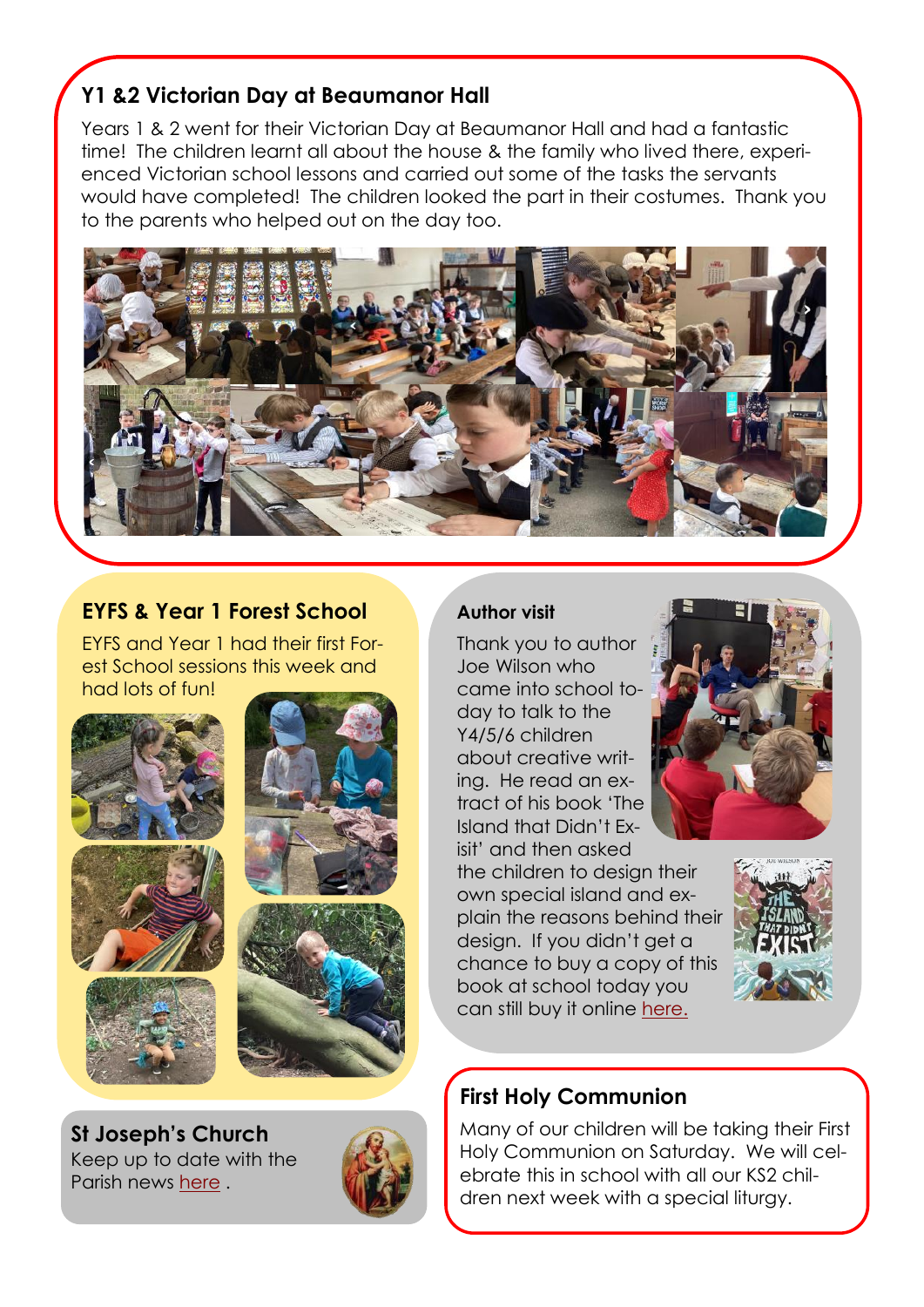## Y1 &2 Victorian Day at Beaumanor Hall

Years 1 & 2 went for their Victorian Day at Beaumanor Hall and had a fantastic time! The children learnt all about the house & the family who lived there, experienced Victorian school lessons and carried out some of the tasks the servants would have completed! The children looked the part in their costumes. Thank you to the parents who helped out on the day too.

## EYFS & Year 1 Forest School

EYFS and Year 1 had their first Forest School sessions this week and had lots of fun!

## Author visit

Thank you to author Joe Wilson who came into school today to talk to the Y4/5/6 children about creative writing. He read an extract of his book 'The Island that Didn't Exisit' and then asked the children to design their own special island and explain the reasons behind their design. If you didn't get a chance to buy a copy of this book at school today you can still buy it online here.

## St Joseph's Church

Keep up to date with the Parish news here .

## First Holy Communion

Many of our children will be taking their First Holy Communion on Saturday. We will celebrate this in school with all our KS2 children next week with a special liturgy.